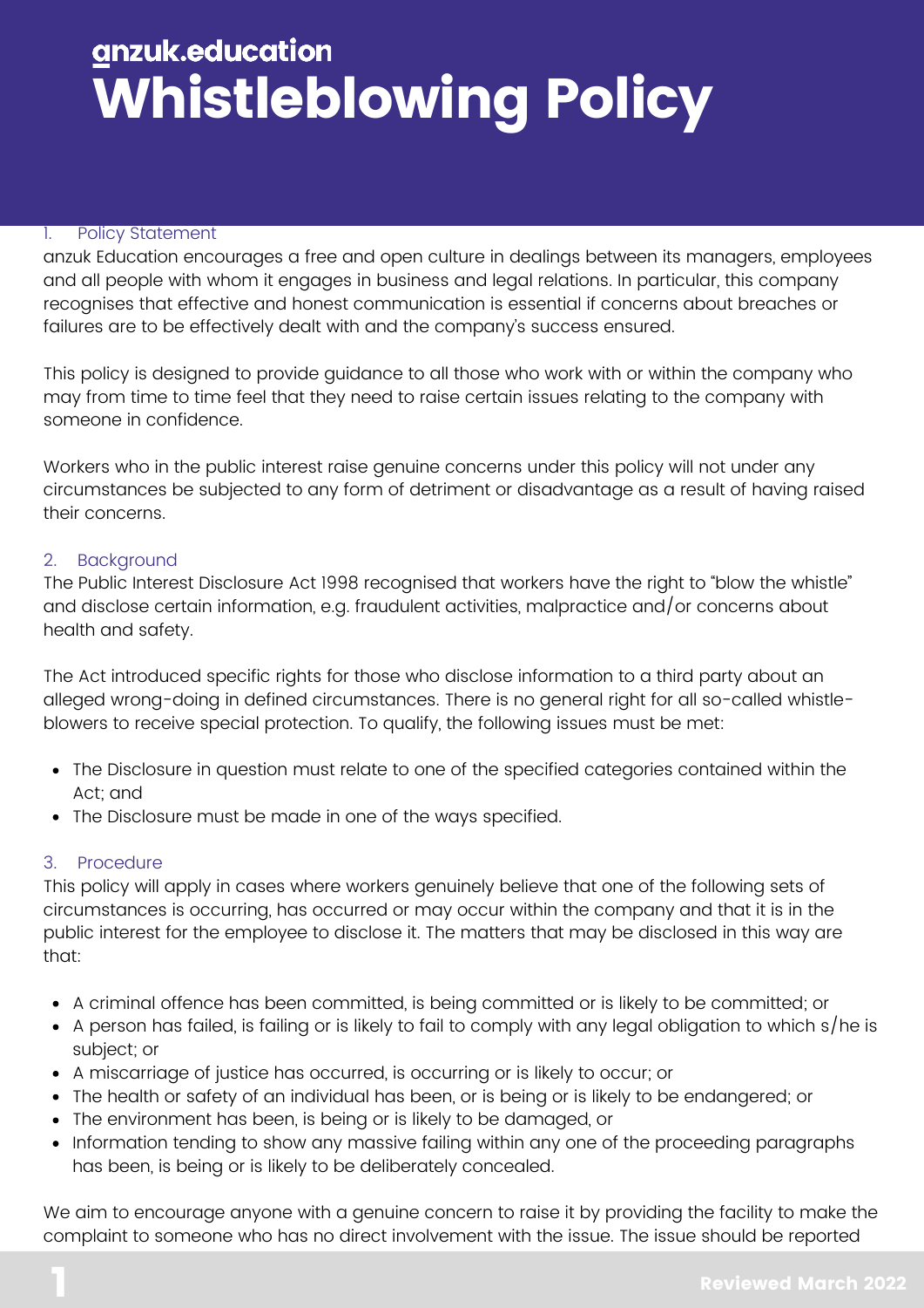anzuk.education

# Whistleblowing Policy

## 1. Policy Statement

anzuk Education encourages a free and open culture in dealings between its managers, employees and all people with whom it engages in business and legal relations. In particular, this company recognises that effective and honest communication is essential if concerns about breaches or failures are to be effectively dealt with and the company's success ensured.

This policy is designed to provide guidance to all those who work with or within the company who may from time to time feel that they need to raise certain issues relating to the company with someone in confidence.

Workers who in the public interest raise genuine concerns under this policy will not under any circumstances be subjected to any form of detriment or disadvantage as a result of having raised their concerns.

## 2. Background

The Public Interest Disclosure Act 1998 recognised that workers have the right to "blow the whistle" and disclose certain information, e.g. fraudulent activities, malpractice and/or concerns about health and safety.

The Act introduced specific rights for those who disclose information to a third party about an alleged wrong-doing in defined circumstances. There is no general right for all so-called whistle-blowers to receive special protection. To qualify, the following issues must be met:

- The Disclosure in question must relate to one of the specified categories contained within the Act; and
- The Disclosure must be made in one of the ways specified.

## 3. Procedure

This policy will apply in cases where workers genuinely believe that one of the following sets of circumstances is occurring, has occurred or may occur within the company and that it is in the public interest for the employee to disclose it. The matters that may be disclosed in this way are that:

- A criminal offence has been committed, is being committed or is likely to be committed; or
- A person has failed, is failing or is likely to fail to comply with any legal obligation to which s/he is subject; or
- A miscarriage of justice has occurred, is occurring or is likely to occur; or
- The health or safety of an individual has been, or is being or is likely to be endangered; or
- The environment has been, is being or is likely to be damaged, or
- Information tending to show any massive failing within any one of the proceeding paragraphs has been, is being or is likely to be deliberately concealed.

We aim to encourage anyone with a genuine concern to raise it by providing the facility to make the complaint to someone who has no direct involvement with the issue. The issue should be reported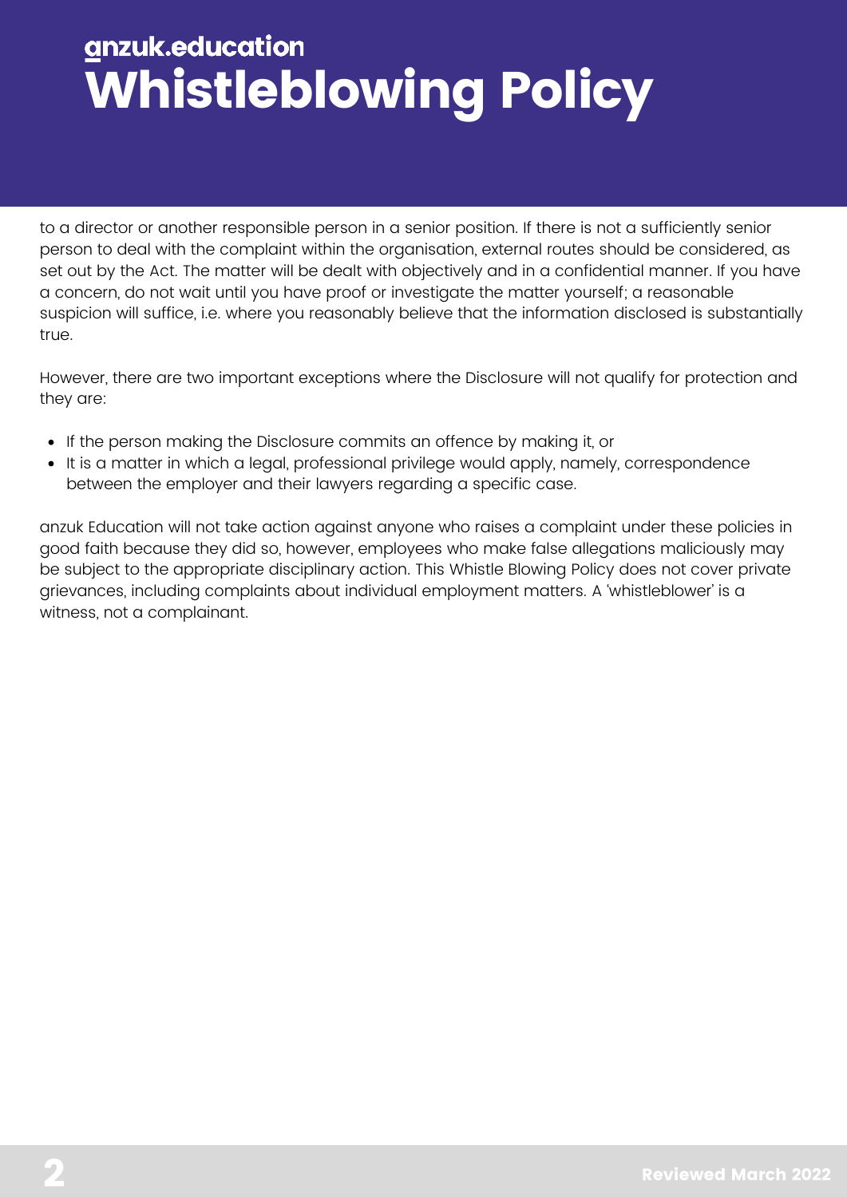to a director or another responsible person in a senior position. If there is not a sufficiently senior person to deal with the complaint within the organisation, external routes should be considered, as set out by the Act. The matter will be dealt with objectively and in a confidential manner. If you have a concern, do not wait until you have proof or investigate the matter yourself; a reasonable suspicion will suffice, i.e. where you reasonably believe that the information disclosed is substantially true.

However, there are two important exceptions where the Disclosure will not qualify for protection and they are:

- If the person making the Disclosure commits an offence by making it, or
- It is a matter in which a legal, professional privilege would apply, namely, correspondence between the employer and their lawyers regarding a specific case.

anzuk Education will not take action against anyone who raises a complaint under these policies in good faith because they did so, however, employees who make false allegations maliciously may be subject to the appropriate disciplinary action. This Whistle Blowing Policy does not cover private grievances, including complaints about individual employment matters. A 'whistleblower' is a witness, not a complainant.